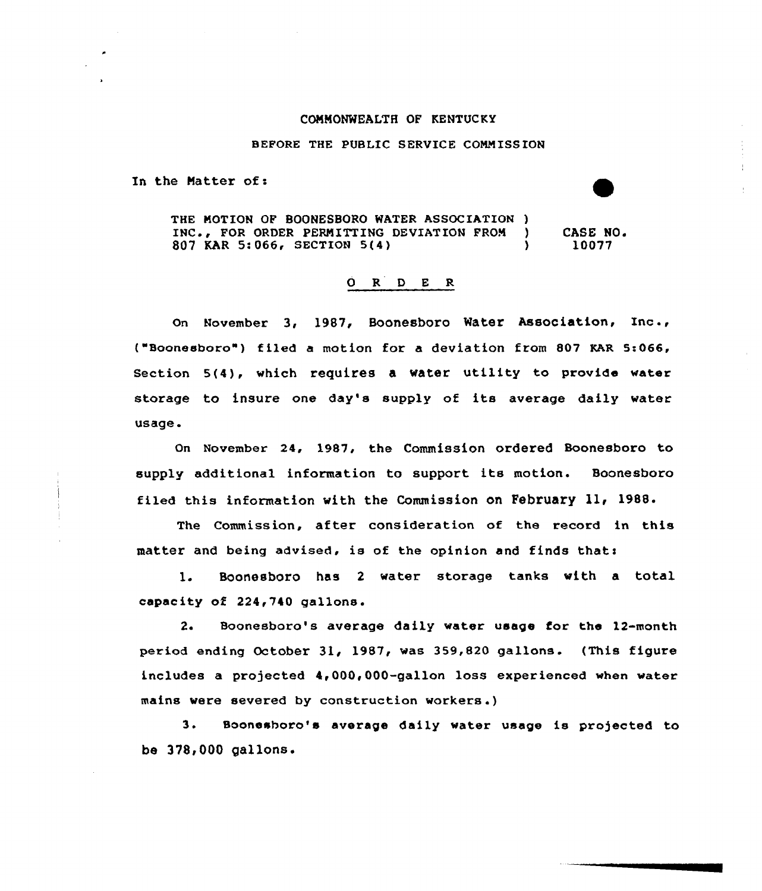COMMONWEALTH OF KENTUCKY

BEFORE THE PUBLIC SERVICE COMMISSION

In the Matter of:

| | | |
|---|---|---|
| THE MOTION OF BOONESBORO WATER ASSOCIATION INC., FOR ORDER PERMITTING DEVIATION FROM 807 KAR 5:066, SECTION 5(4) | ) ) ) | CASE NO. 10077 |

## O R D E R

On November 3, 1987, Boonesboro Water Association, Inc., ("Boonesboro") filed a motion for a deviation from 807 KAR 5:066, Section 5(4), which requires a water utility to provide water storage to insure one day's supply of its average daily water usage.

On November 24, 1987, the Commission ordered Boonesboro to supply additional information to support its motion. Boonesboro filed this information with the Commission on February 11, 1988.

The Commission, after consideration of the record in this matter and being advised, is of the opinion and finds that:

1. Boonesboro has 2 water storage tanks with a total capacity of 224,740 gallons.

2. Boonesboro's average daily water usage for the 12-month period ending October 31, 1987, was 359,820 gallons. (This figure includes a projected 4,000,000-gallon loss experienced when water mains were severed by construction workers.)

3. Boonesboro's average daily water usage is projected to be 378,000 gallons.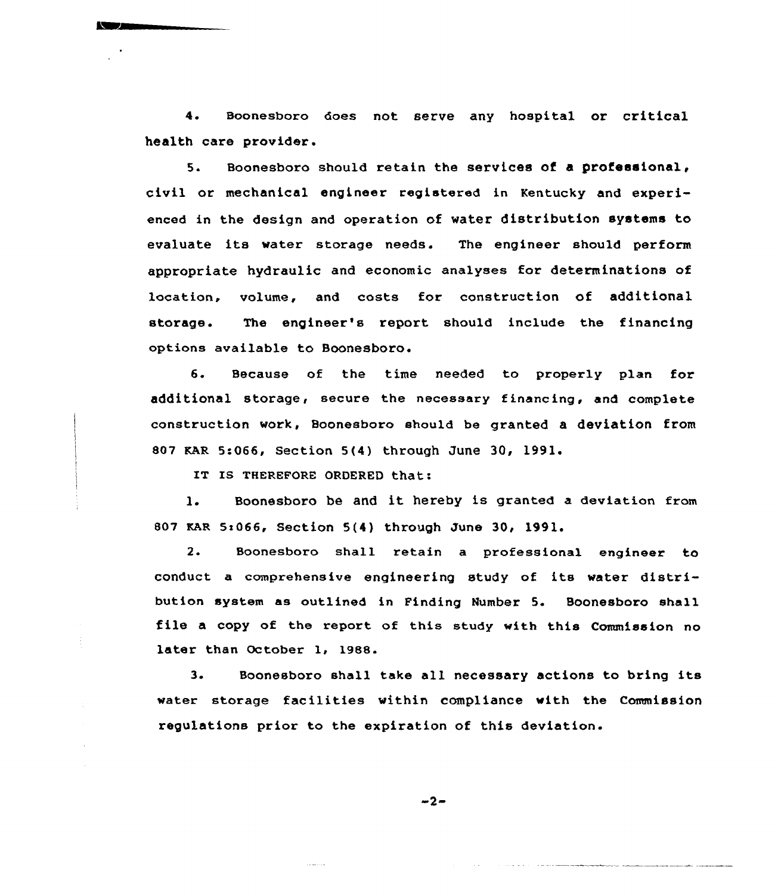4. Boonesboro does not serve any hospital or critical health care provider.

5. Boonesboro should retain the services of a professional, civil or mechanical engineer registered in Kentucky and experienced in the design and operation of water distribution systems to evaluate its water storage needs. The engineer should perform appropriate hydraulic and economic analyses for determinations of location, volume, and costs for construction of additional storage. The engineer's report should include the financing options available to Boonesboro.

6. Because of the time needed to properly plan for additional storage, secure the necessary financing, and complete construction work, Boonesboro should be granted a deviation from 807 KAR 5:066, Section 5(4) through June 30, 1991.

IT IS THEREFORE ORDERED that:

1. Boonesboro be and it hereby is granted a deviation from 807 KAR 5:066, Section 5(4) through June 30, 1991.

2. Boonesboro shall retain a professional engineer to conduct a comprehensive engineering study of its water distribution system as outlined in Finding Number 5. Boonesboro shall file a copy of the report of this study with this Commission no later than October 1, 1988.

3. Boonesboro shall take all necessary actions to bring its water storage facilities within compliance with the Commission regulations prior to the expiration of this deviation.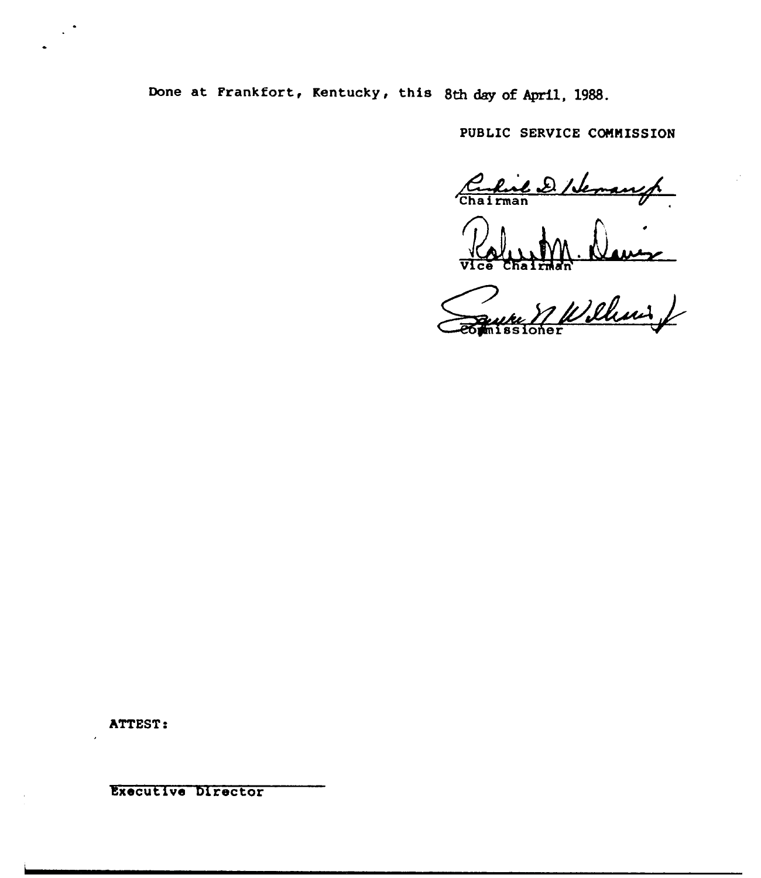Done at Frankfort, Kentucky, this 8th day of April, 1988.

PUBLIC SERVICE COMMISSION

Chairman

Vice Chairman

Commissioner

ATTEST:

Executive Director